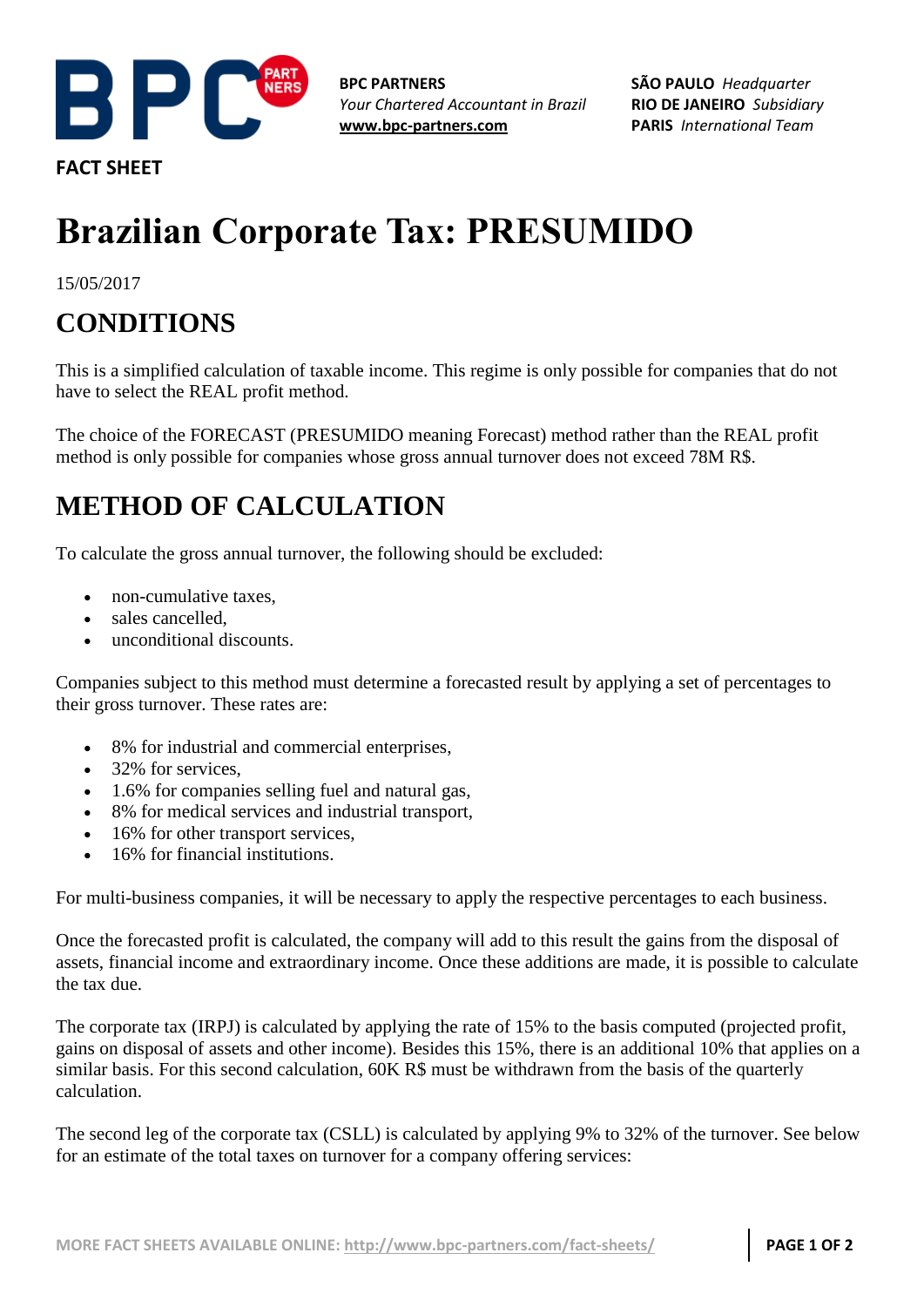**BPC PARTNERS**
*Your Chartered Accountant in Brazil*
**www.bpc-partners.com**

**SÃO PAULO** *Headquarter*
**RIO DE JANEIRO** *Subsidiary*
**PARIS** *International Team*

**FACT SHEET**

# Brazilian Corporate Tax: PRESUMIDO

15/05/2017

## CONDITIONS

This is a simplified calculation of taxable income. This regime is only possible for companies that do not have to select the REAL profit method.

The choice of the FORECAST (PRESUMIDO meaning Forecast) method rather than the REAL profit method is only possible for companies whose gross annual turnover does not exceed 78M R$.

## METHOD OF CALCULATION

To calculate the gross annual turnover, the following should be excluded:

- non-cumulative taxes,
- sales cancelled,
- unconditional discounts.

Companies subject to this method must determine a forecasted result by applying a set of percentages to their gross turnover. These rates are:

- 8% for industrial and commercial enterprises,
- 32% for services,
- 1.6% for companies selling fuel and natural gas,
- 8% for medical services and industrial transport,
- 16% for other transport services,
- 16% for financial institutions.

For multi-business companies, it will be necessary to apply the respective percentages to each business.

Once the forecasted profit is calculated, the company will add to this result the gains from the disposal of assets, financial income and extraordinary income. Once these additions are made, it is possible to calculate the tax due.

The corporate tax (IRPJ) is calculated by applying the rate of 15% to the basis computed (projected profit, gains on disposal of assets and other income). Besides this 15%, there is an additional 10% that applies on a similar basis. For this second calculation, 60K R$ must be withdrawn from the basis of the quarterly calculation.

The second leg of the corporate tax (CSLL) is calculated by applying 9% to 32% of the turnover. See below for an estimate of the total taxes on turnover for a company offering services:

MORE FACT SHEETS AVAILABLE ONLINE: http://www.bpc-partners.com/fact-sheets/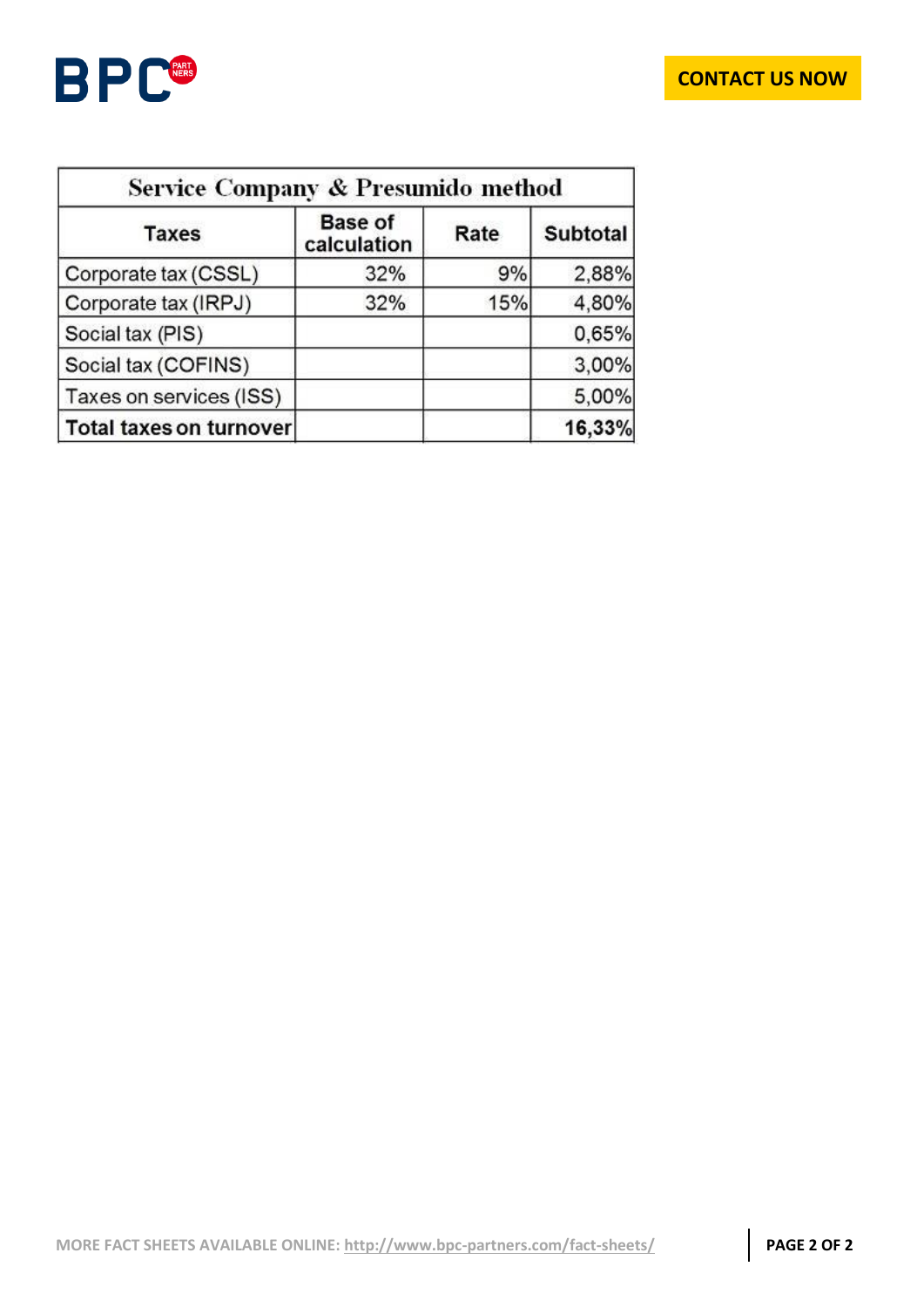| Service Company & Presumido method | | | |
|---|---|---|---|
| **Taxes** | **Base of calculation** | **Rate** | **Subtotal** |
| Corporate tax (CSSL) | 32% | 9% | 2,88% |
| Corporate tax (IRPJ) | 32% | 15% | 4,80% |
| Social tax (PIS) | | | 0,65% |
| Social tax (COFINS) | | | 3,00% |
| Taxes on services (ISS) | | | 5,00% |
| **Total taxes on turnover** | | | **16,33%** |